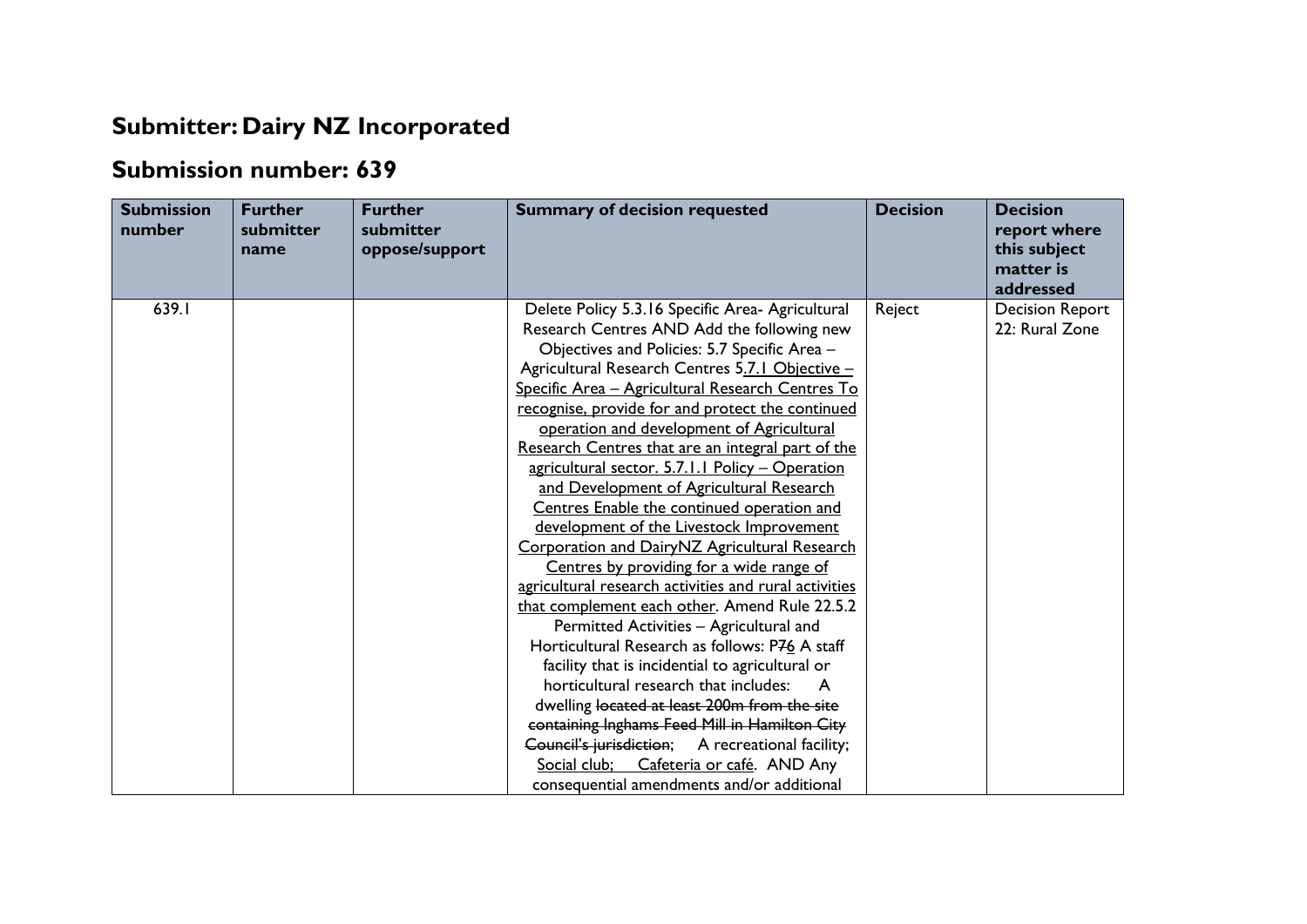## Submitter: Dairy NZ Incorporated

## Submission number: 639

| Submission number | Further submitter name | Further submitter oppose/support | Summary of decision requested | Decision | Decision report where this subject matter is addressed |
|---|---|---|---|---|---|
| 639.1 | | | Delete Policy 5.3.16 Specific Area- Agricultural Research Centres AND Add the following new Objectives and Policies: 5.7 Specific Area – Agricultural Research Centres <u>5.7.1 Objective – Specific Area – Agricultural Research Centres To recognise, provide for and protect the continued operation and development of Agricultural Research Centres that are an integral part of the agricultural sector. 5.7.1.1 Policy – Operation and Development of Agricultural Research Centres Enable the continued operation and development of the Livestock Improvement Corporation and DairyNZ Agricultural Research Centres by providing for a wide range of agricultural research activities and rural activities that complement each other</u>. Amend Rule 22.5.2 Permitted Activities – Agricultural and Horticultural Research as follows: P~~7~~<u>6</u> A staff facility that is incidental to agricultural or horticultural research that includes: A dwelling ~~located at least 200m from the site containing Inghams Feed Mill in Hamilton City Council's jurisdiction~~; A recreational facility; <u>Social club;</u> <u>Cafeteria or café</u>. AND Any consequential amendments and/or additional | Reject | Decision Report 22: Rural Zone |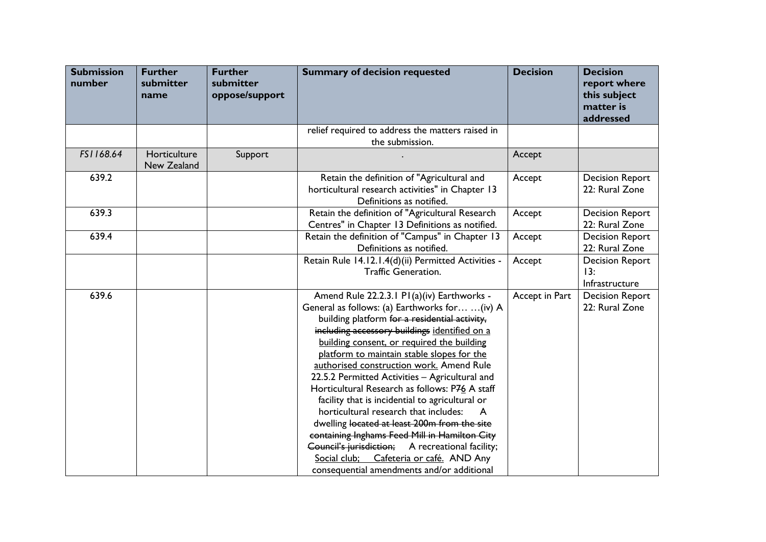| Submission number | Further submitter name | Further submitter oppose/support | Summary of decision requested | Decision | Decision report where this subject matter is addressed |
|---|---|---|---|---|---|
| | | | relief required to address the matters raised in the submission. | | |
| *FS1168.64* | Horticulture New Zealand | Support | . | Accept | |
| 639.2 | | | Retain the definition of "Agricultural and horticultural research activities" in Chapter 13 Definitions as notified. | Accept | Decision Report 22: Rural Zone |
| 639.3 | | | Retain the definition of "Agricultural Research Centres" in Chapter 13 Definitions as notified. | Accept | Decision Report 22: Rural Zone |
| 639.4 | | | Retain the definition of "Campus" in Chapter 13 Definitions as notified. | Accept | Decision Report 22: Rural Zone |
| | | | Retain Rule 14.12.1.4(d)(ii) Permitted Activities - Traffic Generation. | Accept | Decision Report 13: Infrastructure |
| 639.6 | | | Amend Rule 22.2.3.1 P1(a)(iv) Earthworks - General as follows: (a) Earthworks for… …(iv) A building platform ~~for a residential activity, including accessory buildings~~ <u>identified on a building consent, or required the building platform to maintain stable slopes for the authorised construction work.</u> Amend Rule 22.5.2 Permitted Activities – Agricultural and Horticultural Research as follows: P~~7~~<u>6</u> A staff facility that is incidental to agricultural or horticultural research that includes: A dwelling ~~located at least 200m from the site containing Inghams Feed Mill in Hamilton City Council's jurisdiction;~~ A recreational facility; <u>Social club;</u> <u>Cafeteria or café.</u> AND Any consequential amendments and/or additional | Accept in Part | Decision Report 22: Rural Zone |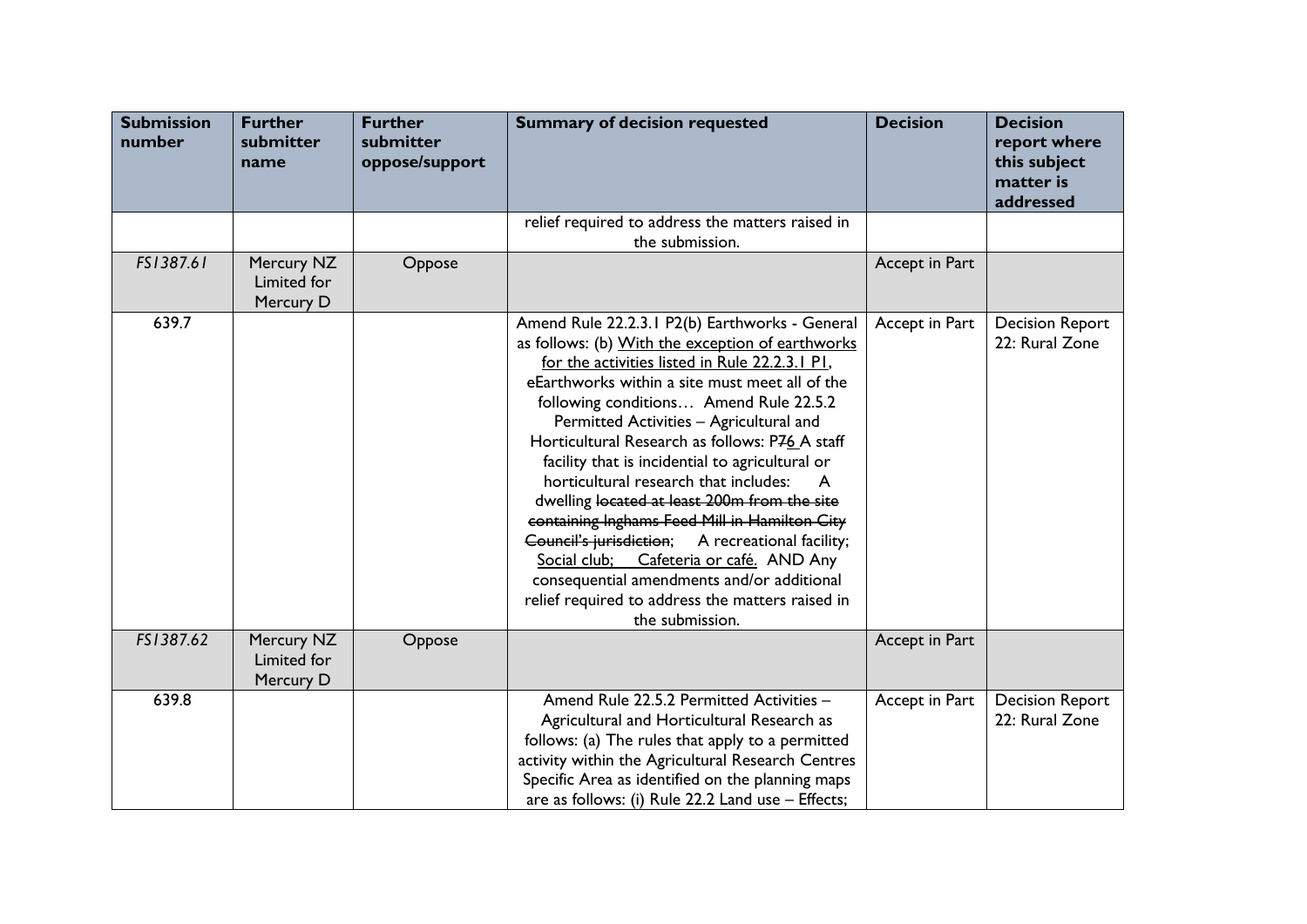| Submission number | Further submitter name | Further submitter oppose/support | Summary of decision requested | Decision | Decision report where this subject matter is addressed |
|---|---|---|---|---|---|
| | | | relief required to address the matters raised in the submission. | | |
| *FS1387.61* | Mercury NZ Limited for Mercury D | Oppose | | Accept in Part | |
| 639.7 | | | Amend Rule 22.2.3.1 P2(b) Earthworks - General as follows: (b) With the exception of earthworks for the activities listed in Rule 22.2.3.1 P1, eEarthworks within a site must meet all of the following conditions… Amend Rule 22.5.2 Permitted Activities – Agricultural and Horticultural Research as follows: P76 A staff facility that is incidential to agricultural or horticultural research that includes: A dwelling ~~located at least 200m from the site containing Inghams Feed Mill in Hamilton City Council's jurisdiction~~; A recreational facility; Social club; Cafeteria or café. AND Any consequential amendments and/or additional relief required to address the matters raised in the submission. | Accept in Part | Decision Report 22: Rural Zone |
| *FS1387.62* | Mercury NZ Limited for Mercury D | Oppose | | Accept in Part | |
| 639.8 | | | Amend Rule 22.5.2 Permitted Activities – Agricultural and Horticultural Research as follows: (a) The rules that apply to a permitted activity within the Agricultural Research Centres Specific Area as identified on the planning maps are as follows: (i) Rule 22.2 Land use – Effects; | Accept in Part | Decision Report 22: Rural Zone |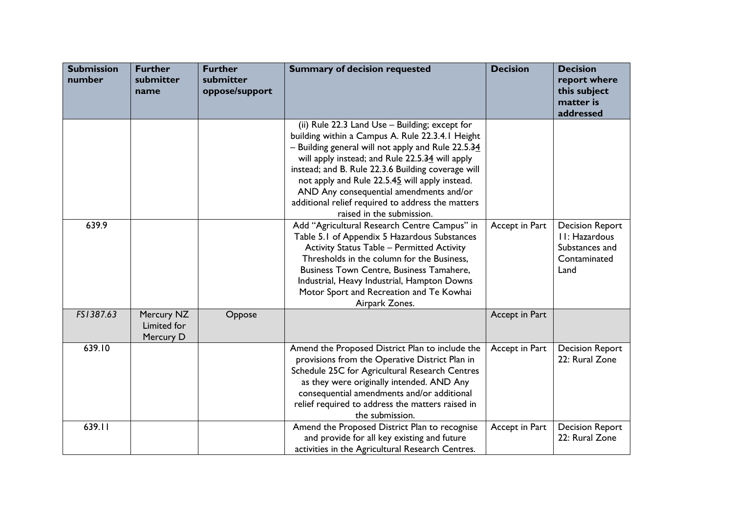| Submission number | Further submitter name | Further submitter oppose/support | Summary of decision requested | Decision | Decision report where this subject matter is addressed |
|---|---|---|---|---|---|
| | | | (ii) Rule 22.3 Land Use – Building; except for building within a Campus A. Rule 22.3.4.1 Height – Building general will not apply and Rule 22.5.~~3~~<u>4</u> will apply instead; and Rule 22.5.~~3~~<u>4</u> will apply instead; and B. Rule 22.3.6 Building coverage will not apply and Rule 22.5.~~4~~<u>5</u> will apply instead. AND Any consequential amendments and/or additional relief required to address the matters raised in the submission. | | |
| 639.9 | | | Add "Agricultural Research Centre Campus" in Table 5.1 of Appendix 5 Hazardous Substances Activity Status Table – Permitted Activity Thresholds in the column for the Business, Business Town Centre, Business Tamahere, Industrial, Heavy Industrial, Hampton Downs Motor Sport and Recreation and Te Kowhai Airpark Zones. | Accept in Part | Decision Report 11: Hazardous Substances and Contaminated Land |
| *FS1387.63* | Mercury NZ Limited for Mercury D | Oppose | | Accept in Part | |
| 639.10 | | | Amend the Proposed District Plan to include the provisions from the Operative District Plan in Schedule 25C for Agricultural Research Centres as they were originally intended. AND Any consequential amendments and/or additional relief required to address the matters raised in the submission. | Accept in Part | Decision Report 22: Rural Zone |
| 639.11 | | | Amend the Proposed District Plan to recognise and provide for all key existing and future activities in the Agricultural Research Centres. | Accept in Part | Decision Report 22: Rural Zone |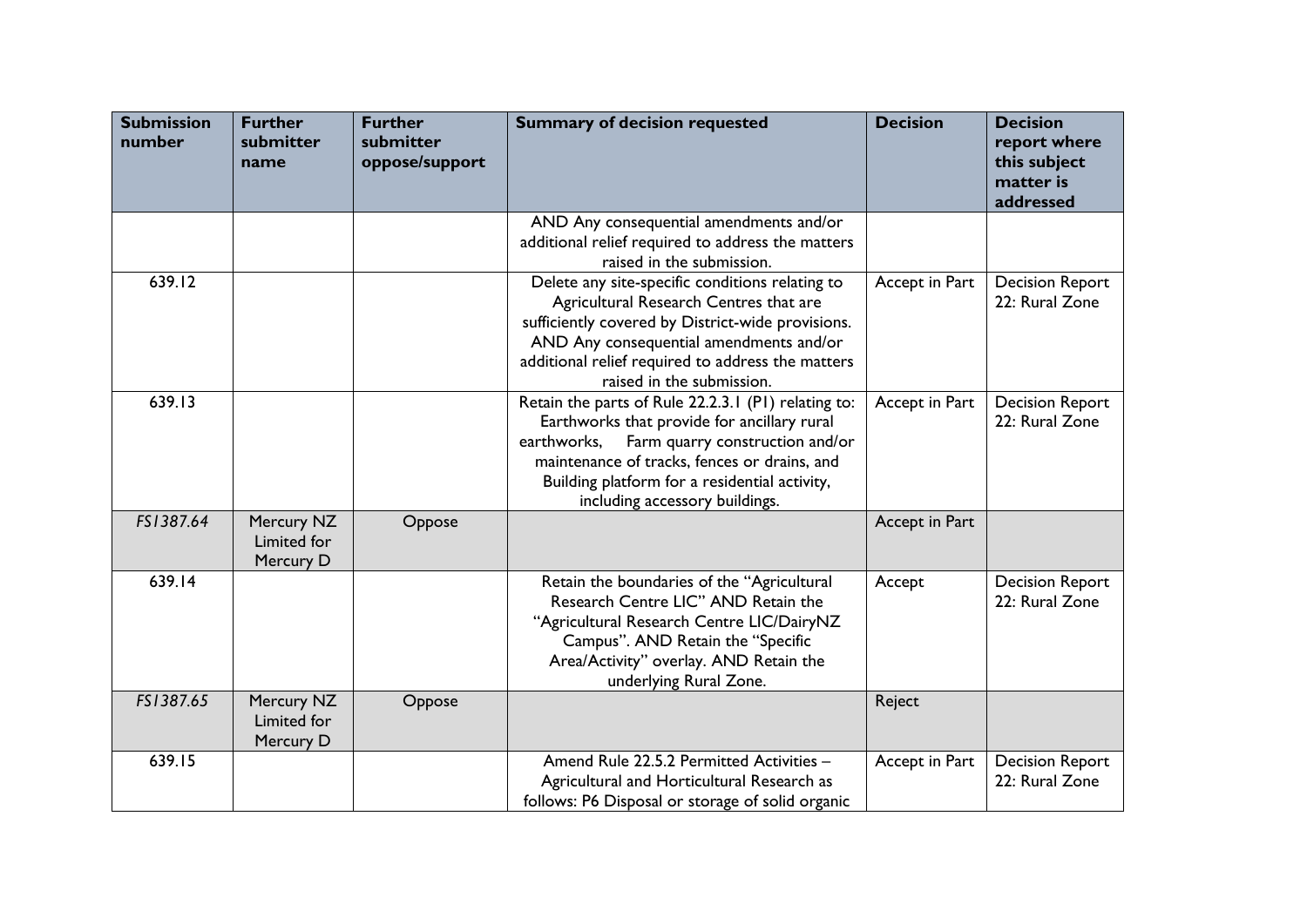| Submission number | Further submitter name | Further submitter oppose/support | Summary of decision requested | Decision | Decision report where this subject matter is addressed |
|---|---|---|---|---|---|
| | | | AND Any consequential amendments and/or additional relief required to address the matters raised in the submission. | | |
| 639.12 | | | Delete any site-specific conditions relating to Agricultural Research Centres that are sufficiently covered by District-wide provisions. AND Any consequential amendments and/or additional relief required to address the matters raised in the submission. | Accept in Part | Decision Report 22: Rural Zone |
| 639.13 | | | Retain the parts of Rule 22.2.3.1 (P1) relating to: Earthworks that provide for ancillary rural earthworks, Farm quarry construction and/or maintenance of tracks, fences or drains, and Building platform for a residential activity, including accessory buildings. | Accept in Part | Decision Report 22: Rural Zone |
| *FS1387.64* | Mercury NZ Limited for Mercury D | Oppose | | Accept in Part | |
| 639.14 | | | Retain the boundaries of the "Agricultural Research Centre LIC" AND Retain the "Agricultural Research Centre LIC/DairyNZ Campus". AND Retain the "Specific Area/Activity" overlay. AND Retain the underlying Rural Zone. | Accept | Decision Report 22: Rural Zone |
| *FS1387.65* | Mercury NZ Limited for Mercury D | Oppose | | Reject | |
| 639.15 | | | Amend Rule 22.5.2 Permitted Activities – Agricultural and Horticultural Research as follows: P6 Disposal or storage of solid organic | Accept in Part | Decision Report 22: Rural Zone |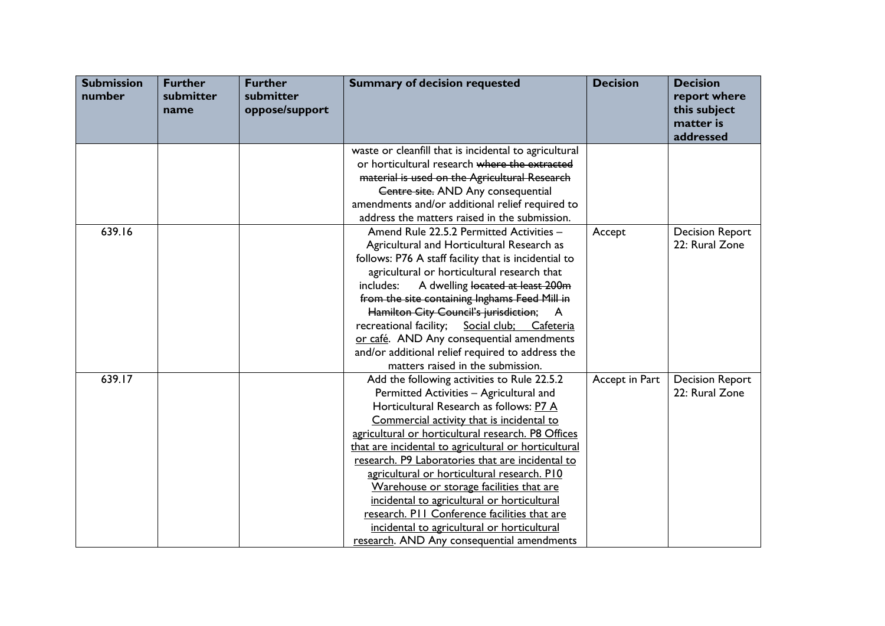| Submission number | Further submitter name | Further submitter oppose/support | Summary of decision requested | Decision | Decision report where this subject matter is addressed |
|---|---|---|---|---|---|
| | | | waste or cleanfill that is incidental to agricultural or horticultural research ~~where the extracted material is used on the Agricultural Research Centre site.~~ AND Any consequential amendments and/or additional relief required to address the matters raised in the submission. | | |
| 639.16 | | | Amend Rule 22.5.2 Permitted Activities – Agricultural and Horticultural Research as follows: P76 A staff facility that is incidental to agricultural or horticultural research that includes: A dwelling ~~located at least 200m from the site containing Inghams Feed Mill in Hamilton City Council's jurisdiction~~; A recreational facility; <u>Social club; Cafeteria or café</u>. AND Any consequential amendments and/or additional relief required to address the matters raised in the submission. | Accept | Decision Report 22: Rural Zone |
| 639.17 | | | Add the following activities to Rule 22.5.2 Permitted Activities – Agricultural and Horticultural Research as follows: <u>P7 A Commercial activity that is incidental to agricultural or horticultural research. P8 Offices that are incidental to agricultural or horticultural research. P9 Laboratories that are incidental to agricultural or horticultural research. P10 Warehouse or storage facilities that are incidental to agricultural or horticultural research. P11 Conference facilities that are incidental to agricultural or horticultural research</u>. AND Any consequential amendments | Accept in Part | Decision Report 22: Rural Zone |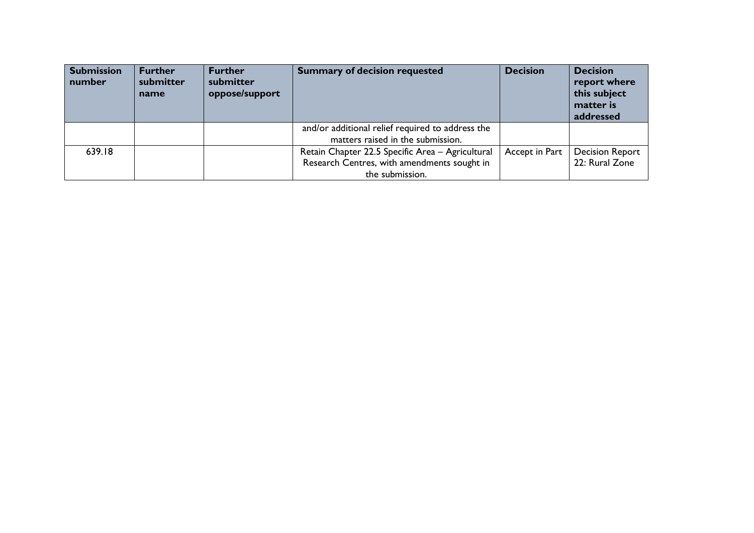| Submission number | Further submitter name | Further submitter oppose/support | Summary of decision requested | Decision | Decision report where this subject matter is addressed |
| --- | --- | --- | --- | --- | --- |
| | | | and/or additional relief required to address the matters raised in the submission. | | |
| 639.18 | | | Retain Chapter 22.5 Specific Area – Agricultural Research Centres, with amendments sought in the submission. | Accept in Part | Decision Report 22: Rural Zone |